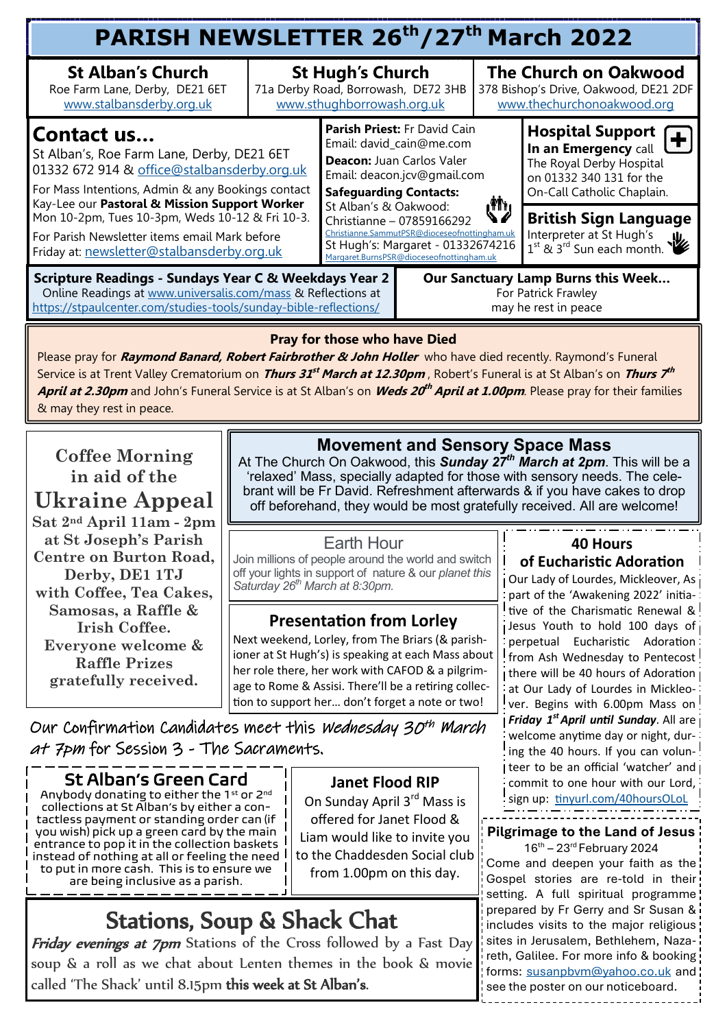# PARISH NEWSLETTER 26th/27th March 2022

## St Alban's Church
Roe Farm Lane, Derby, DE21 6ET
www.stalbansderby.org.uk

## St Hugh's Church
71a Derby Road, Borrowash, DE72 3HB
www.sthughborrowash.org.uk

## The Church on Oakwood
378 Bishop's Drive, Oakwood, DE21 2DF
www.thechurchonoakwood.org

## Contact us...
St Alban's, Roe Farm Lane, Derby, DE21 6ET
01332 672 914 & office@stalbansderby.org.uk

For Mass Intentions, Admin & any Bookings contact Kay-Lee our **Pastoral & Mission Support Worker** Mon 10-2pm, Tues 10-3pm, Weds 10-12 & Fri 10-3.

For Parish Newsletter items email Mark before Friday at: newsletter@stalbansderby.org.uk

**Parish Priest:** Fr David Cain
Email: david_cain@me.com

**Deacon:** Juan Carlos Valer
Email: deacon.jcv@gmail.com

**Safeguarding Contacts:**
St Alban's & Oakwood:
Christianne – 07859166292
Christianne.SammutPSR@dioceseofnottingham.uk
St Hugh's: Margaret - 01332674216
Margaret.BurnsPSR@dioceseofnottingham.uk

## Hospital Support
**In an Emergency** call The Royal Derby Hospital on 01332 340 131 for the On-Call Catholic Chaplain.

## British Sign Language
Interpreter at St Hugh's 1st & 3rd Sun each month.

**Scripture Readings - Sundays Year C & Weekdays Year 2**
Online Readings at www.universalis.com/mass & Reflections at https://stpaulcenter.com/studies-tools/sunday-bible-reflections/

**Our Sanctuary Lamp Burns this Week...**
For Patrick Frawley
may he rest in peace

### Pray for those who have Died
Please pray for ***Raymond Banard, Robert Fairbrother & John Holler*** who have died recently. Raymond's Funeral Service is at Trent Valley Crematorium on ***Thurs 31st March at 12.30pm***, Robert's Funeral is at St Alban's on ***Thurs 7th April at 2.30pm*** and John's Funeral Service is at St Alban's on ***Weds 20th April at 1.00pm***. Please pray for their families & may they rest in peace.

## Coffee Morning in aid of the Ukraine Appeal
**Sat 2nd April 11am - 2pm at St Joseph's Parish Centre on Burton Road, Derby, DE1 1TJ with Coffee, Tea Cakes, Samosas, a Raffle & Irish Coffee. Everyone welcome & Raffle Prizes gratefully received.**

## Movement and Sensory Space Mass
At The Church On Oakwood, this ***Sunday 27th March at 2pm***. This will be a 'relaxed' Mass, specially adapted for those with sensory needs. The celebrant will be Fr David. Refreshment afterwards & if you have cakes to drop off beforehand, they would be most gratefully received. All are welcome!

## Earth Hour
*Join millions of people around the world and switch off your lights in support of nature & our planet this Saturday 26th March at 8:30pm.*

## Presentation from Lorley
Next weekend, Lorley, from The Briars (& parishioner at St Hugh's) is speaking at each Mass about her role there, her work with CAFOD & a pilgrimage to Rome & Assisi. There'll be a retiring collection to support her... don't forget a note or two!

Our Confirmation Candidates meet this *Wednesday 30th March at 7pm* for Session 3 - The Sacraments.

## 40 Hours of Eucharistic Adoration
Our Lady of Lourdes, Mickleover, As part of the 'Awakening 2022' initiative of the Charismatic Renewal & Jesus Youth to hold 100 days of perpetual Eucharistic Adoration from Ash Wednesday to Pentecost there will be 40 hours of Adoration at Our Lady of Lourdes in Mickleover. Begins with 6.00pm Mass on ***Friday 1st April until Sunday***. All are welcome anytime day or night, during the 40 hours. If you can volunteer to be an official 'watcher' and commit to one hour with our Lord, sign up: tinyurl.com/40hoursOLoL

## St Alban's Green Card
Anybody donating to either the 1st or 2nd collections at St Alban's by either a contactless payment or standing order can (if you wish) pick up a green card by the main entrance to pop it in the collection baskets instead of nothing at all or feeling the need to put in more cash. This is to ensure we are being inclusive as a parish.

## Janet Flood RIP
On Sunday April 3rd Mass is offered for Janet Flood & Liam would like to invite you to the Chaddesden Social club from 1.00pm on this day.

## Stations, Soup & Shack Chat
***Friday evenings at 7pm*** Stations of the Cross followed by a Fast Day soup & a roll as we chat about Lenten themes in the book & movie called 'The Shack' until 8.15pm **this week at St Alban's**.

## Pilgrimage to the Land of Jesus
16th – 23rd February 2024

Come and deepen your faith as the Gospel stories are re-told in their setting. A full spiritual programme prepared by Fr Gerry and Sr Susan & includes visits to the major religious sites in Jerusalem, Bethlehem, Nazareth, Galilee. For more info & booking forms: susanpbvm@yahoo.co.uk and see the poster on our noticeboard.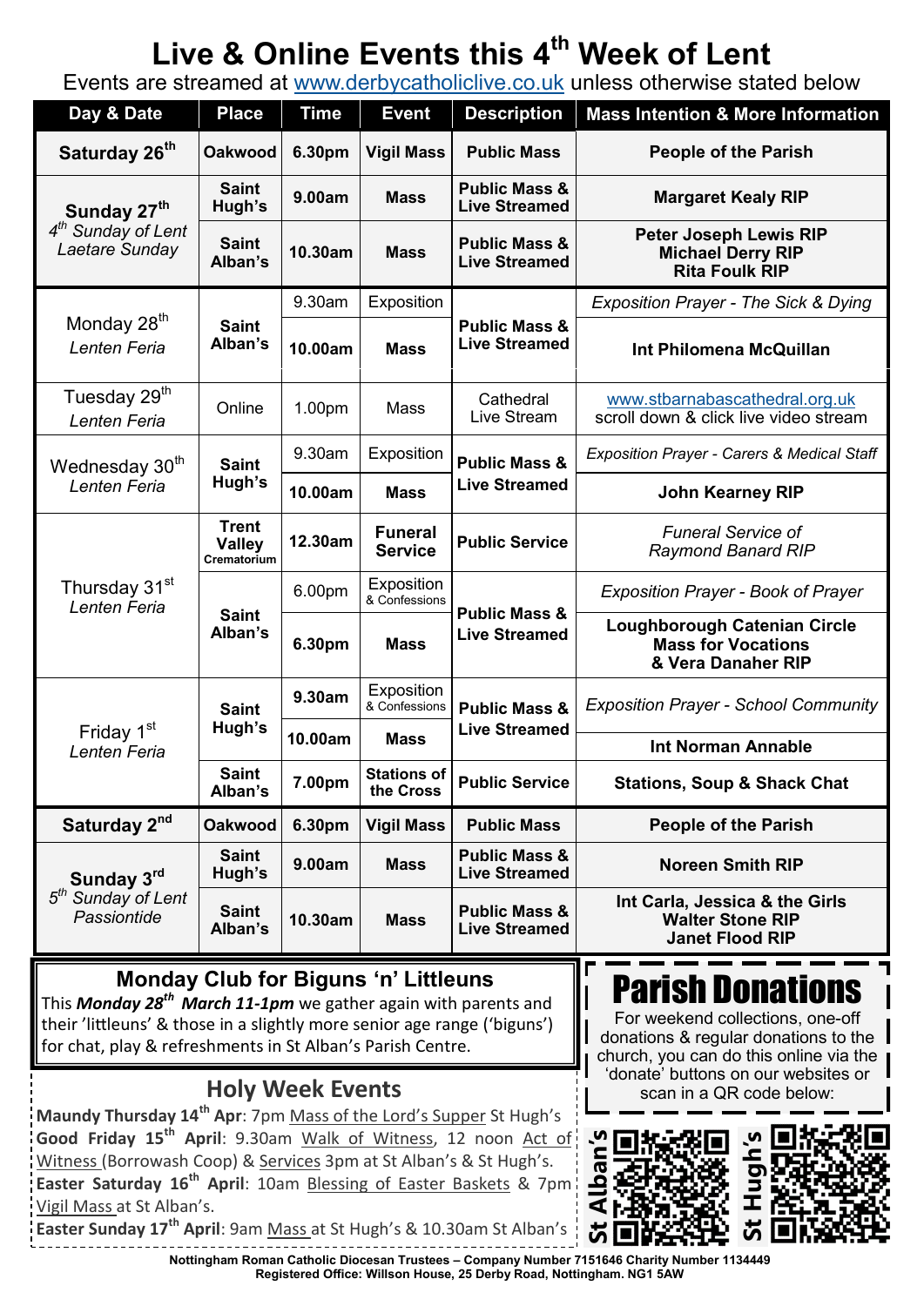# Live & Online Events this 4th Week of Lent

Events are streamed at www.derbycatholiclive.co.uk unless otherwise stated below

| Day & Date | Place | Time | Event | Description | Mass Intention & More Information |
|---|---|---|---|---|---|
| **Saturday 26th** | **Oakwood** | **6.30pm** | **Vigil Mass** | **Public Mass** | **People of the Parish** |
| **Sunday 27th** *4th Sunday of Lent Laetare Sunday* | **Saint Hugh's** | **9.00am** | **Mass** | **Public Mass & Live Streamed** | **Margaret Kealy RIP** |
| | **Saint Alban's** | **10.30am** | **Mass** | **Public Mass & Live Streamed** | **Peter Joseph Lewis RIP Michael Derry RIP Rita Foulk RIP** |
| Monday 28th *Lenten Feria* | **Saint Alban's** | 9.30am | Exposition | **Public Mass & Live Streamed** | *Exposition Prayer - The Sick & Dying* |
| | | **10.00am** | **Mass** | | **Int Philomena McQuillan** |
| Tuesday 29th *Lenten Feria* | Online | 1.00pm | Mass | Cathedral Live Stream | www.stbarnabascathedral.org.uk scroll down & click live video stream |
| Wednesday 30th *Lenten Feria* | **Saint Hugh's** | 9.30am | Exposition | **Public Mass & Live Streamed** | *Exposition Prayer - Carers & Medical Staff* |
| | | **10.00am** | **Mass** | | **John Kearney RIP** |
| Thursday 31st *Lenten Feria* | **Trent Valley Crematorium** | **12.30am** | **Funeral Service** | **Public Service** | *Funeral Service of Raymond Banard RIP* |
| | **Saint Alban's** | 6.00pm | Exposition & Confessions | **Public Mass & Live Streamed** | *Exposition Prayer - Book of Prayer* |
| | | **6.30pm** | **Mass** | | **Loughborough Catenian Circle Mass for Vocations & Vera Danaher RIP** |
| Friday 1st *Lenten Feria* | **Saint Hugh's** | **9.30am** | Exposition & Confessions | **Public Mass & Live Streamed** | *Exposition Prayer - School Community* |
| | | **10.00am** | **Mass** | | **Int Norman Annable** |
| | **Saint Alban's** | **7.00pm** | **Stations of the Cross** | **Public Service** | **Stations, Soup & Shack Chat** |
| **Saturday 2nd** | **Oakwood** | **6.30pm** | **Vigil Mass** | **Public Mass** | **People of the Parish** |
| **Sunday 3rd** *5th Sunday of Lent Passiontide* | **Saint Hugh's** | **9.00am** | **Mass** | **Public Mass & Live Streamed** | **Noreen Smith RIP** |
| | **Saint Alban's** | **10.30am** | **Mass** | **Public Mass & Live Streamed** | **Int Carla, Jessica & the Girls Walter Stone RIP Janet Flood RIP** |

## Monday Club for Biguns 'n' Littleuns

This ***Monday 28th March 11-1pm*** we gather again with parents and their 'littleuns' & those in a slightly more senior age range ('biguns') for chat, play & refreshments in St Alban's Parish Centre.

## Holy Week Events

**Maundy Thursday 14th Apr**: 7pm Mass of the Lord's Supper St Hugh's

**Good Friday 15th April**: 9.30am Walk of Witness, 12 noon Act of Witness (Borrowash Coop) & Services 3pm at St Alban's & St Hugh's.

**Easter Saturday 16th April**: 10am Blessing of Easter Baskets & 7pm Vigil Mass at St Alban's.

**Easter Sunday 17th April**: 9am Mass at St Hugh's & 10.30am St Alban's

## Parish Donations

For weekend collections, one-off donations & regular donations to the church, you can do this online via the 'donate' buttons on our websites or scan in a QR code below:

St Alban's

St Hugh's

Nottingham Roman Catholic Diocesan Trustees – Company Number 7151646 Charity Number 1134449
Registered Office: Willson House, 25 Derby Road, Nottingham. NG1 5AW